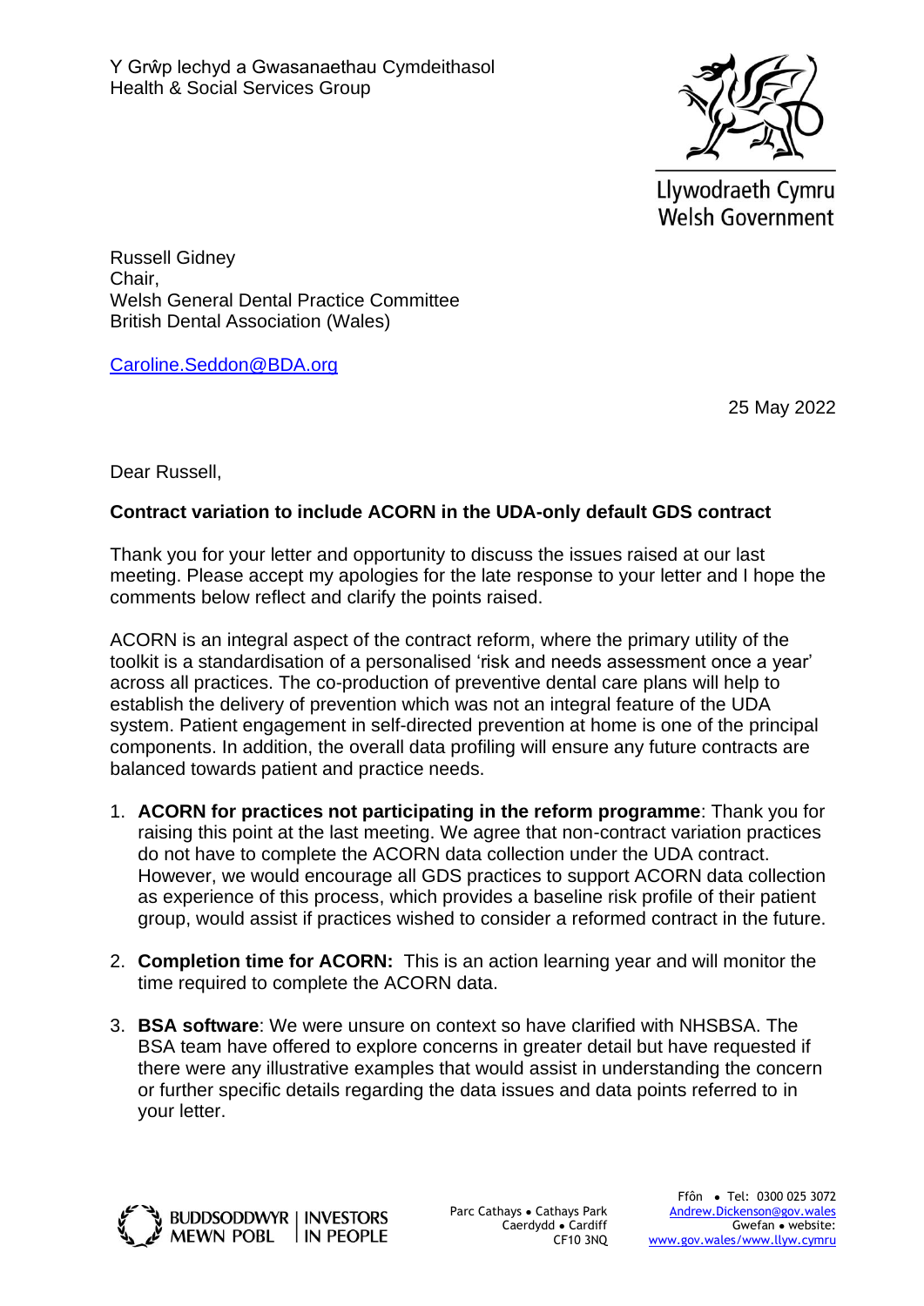Y Grŵp Iechyd a Gwasanaethau Cymdeithasol
Health & Social Services Group

Llywodraeth Cymru
Welsh Government

Russell Gidney
Chair,
Welsh General Dental Practice Committee
British Dental Association (Wales)

Caroline.Seddon@BDA.org

25 May 2022

Dear Russell,

**Contract variation to include ACORN in the UDA-only default GDS contract**

Thank you for your letter and opportunity to discuss the issues raised at our last meeting. Please accept my apologies for the late response to your letter and I hope the comments below reflect and clarify the points raised.

ACORN is an integral aspect of the contract reform, where the primary utility of the toolkit is a standardisation of a personalised 'risk and needs assessment once a year' across all practices. The co-production of preventive dental care plans will help to establish the delivery of prevention which was not an integral feature of the UDA system. Patient engagement in self-directed prevention at home is one of the principal components. In addition, the overall data profiling will ensure any future contracts are balanced towards patient and practice needs.

1. **ACORN for practices not participating in the reform programme**: Thank you for raising this point at the last meeting. We agree that non-contract variation practices do not have to complete the ACORN data collection under the UDA contract. However, we would encourage all GDS practices to support ACORN data collection as experience of this process, which provides a baseline risk profile of their patient group, would assist if practices wished to consider a reformed contract in the future.

2. **Completion time for ACORN:** This is an action learning year and will monitor the time required to complete the ACORN data.

3. **BSA software**: We were unsure on context so have clarified with NHSBSA. The BSA team have offered to explore concerns in greater detail but have requested if there were any illustrative examples that would assist in understanding the concern or further specific details regarding the data issues and data points referred to in your letter.

BUDDSODDWYR MEWN POBL | INVESTORS IN PEOPLE

Parc Cathays • Cathays Park
Caerdydd • Cardiff
CF10 3NQ

Ffôn • Tel: 0300 025 3072
Andrew.Dickenson@gov.wales
Gwefan • website:
www.gov.wales/www.llyw.cymru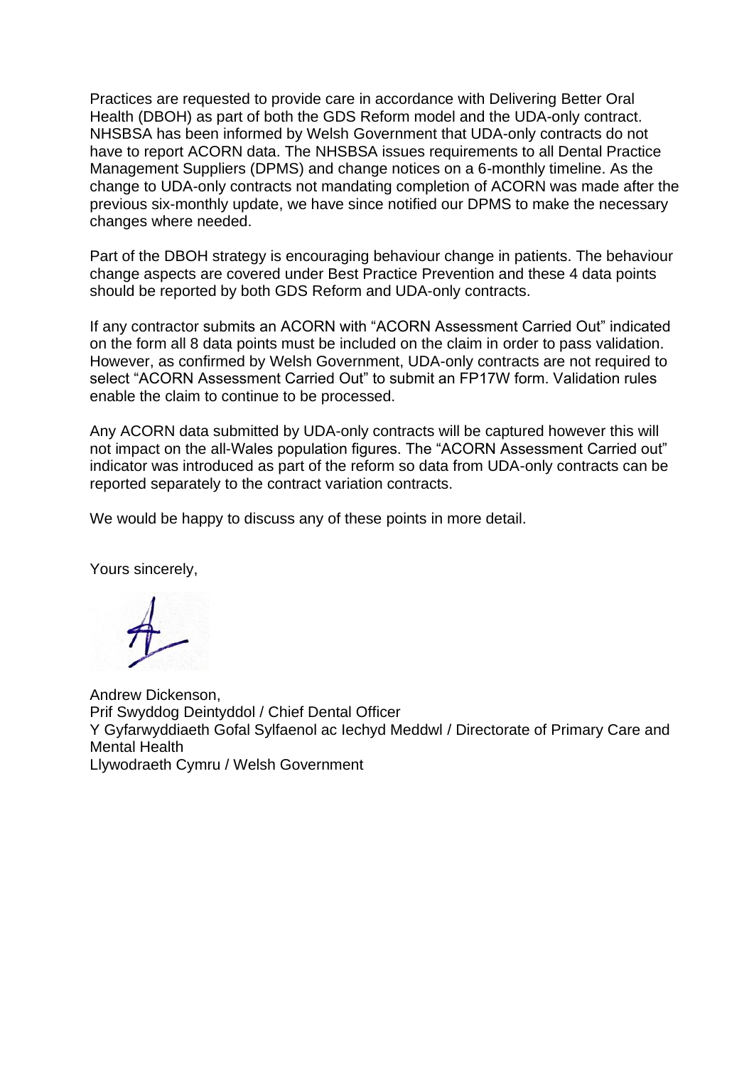Practices are requested to provide care in accordance with Delivering Better Oral Health (DBOH) as part of both the GDS Reform model and the UDA-only contract. NHSBSA has been informed by Welsh Government that UDA-only contracts do not have to report ACORN data. The NHSBSA issues requirements to all Dental Practice Management Suppliers (DPMS) and change notices on a 6-monthly timeline. As the change to UDA-only contracts not mandating completion of ACORN was made after the previous six-monthly update, we have since notified our DPMS to make the necessary changes where needed.

Part of the DBOH strategy is encouraging behaviour change in patients. The behaviour change aspects are covered under Best Practice Prevention and these 4 data points should be reported by both GDS Reform and UDA-only contracts.

If any contractor submits an ACORN with "ACORN Assessment Carried Out" indicated on the form all 8 data points must be included on the claim in order to pass validation. However, as confirmed by Welsh Government, UDA-only contracts are not required to select "ACORN Assessment Carried Out" to submit an FP17W form. Validation rules enable the claim to continue to be processed.

Any ACORN data submitted by UDA-only contracts will be captured however this will not impact on the all-Wales population figures. The "ACORN Assessment Carried out" indicator was introduced as part of the reform so data from UDA-only contracts can be reported separately to the contract variation contracts.

We would be happy to discuss any of these points in more detail.

Yours sincerely,

Andrew Dickenson,
Prif Swyddog Deintyddol / Chief Dental Officer
Y Gyfarwyddiaeth Gofal Sylfaenol ac Iechyd Meddwl / Directorate of Primary Care and Mental Health
Llywodraeth Cymru / Welsh Government